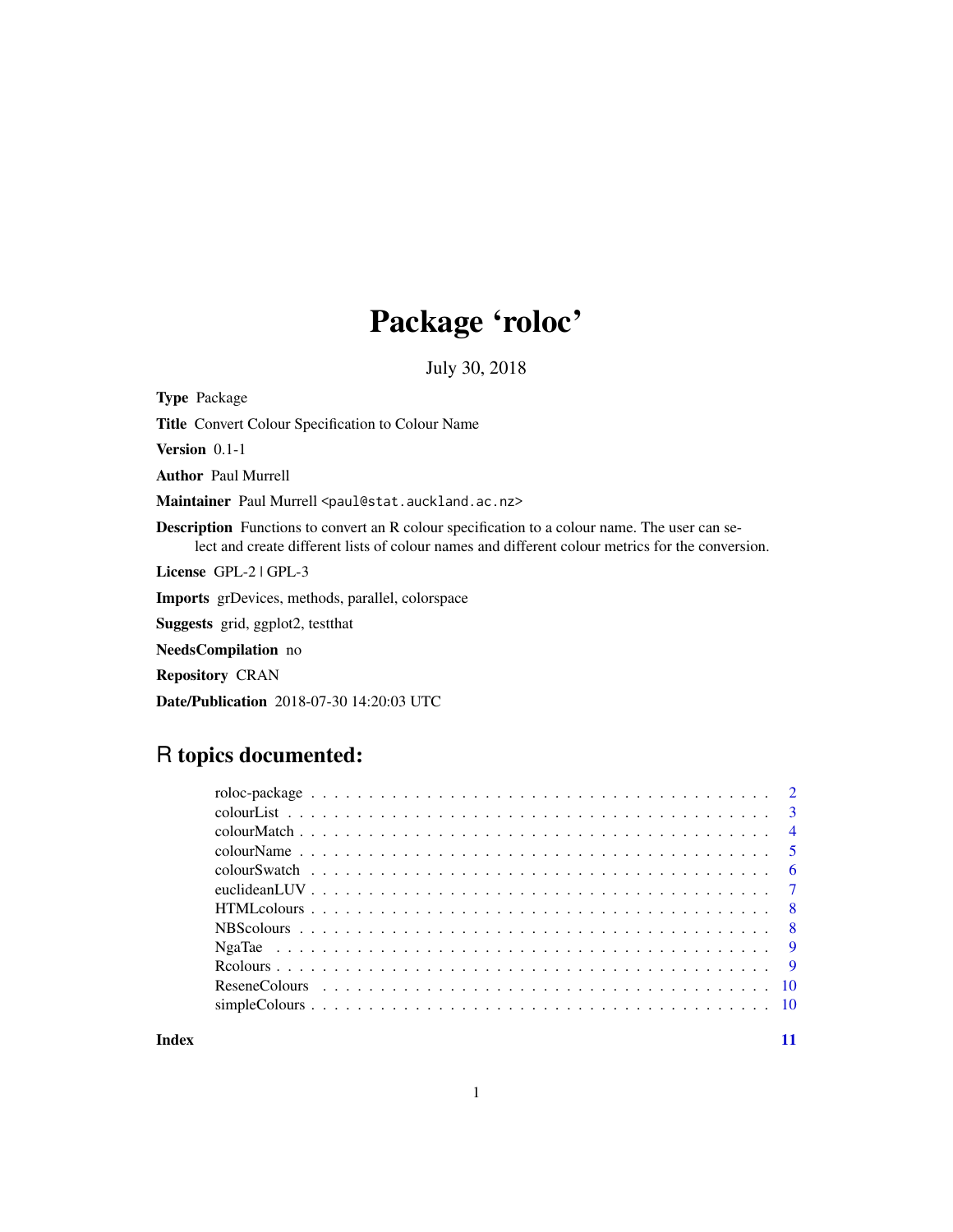# Package 'roloc'

July 30, 2018

**Type** Package

**Title** Convert Colour Specification to Colour Name

**Version** 0.1-1

**Author** Paul Murrell

**Maintainer** Paul Murrell <paul@stat.auckland.ac.nz>

**Description** Functions to convert an R colour specification to a colour name. The user can select and create different lists of colour names and different colour metrics for the conversion.

**License** GPL-2 | GPL-3

**Imports** grDevices, methods, parallel, colorspace

**Suggests** grid, ggplot2, testthat

**NeedsCompilation** no

**Repository** CRAN

**Date/Publication** 2018-07-30 14:20:03 UTC

## R topics documented:

| | |
|---|---|
| roloc-package | 2 |
| colourList | 3 |
| colourMatch | 4 |
| colourName | 5 |
| colourSwatch | 6 |
| euclideanLUV | 7 |
| HTMLcolours | 8 |
| NBScolours | 8 |
| NgaTae | 9 |
| Rcolours | 9 |
| ReseneColours | 10 |
| simpleColours | 10 |

**Index** **11**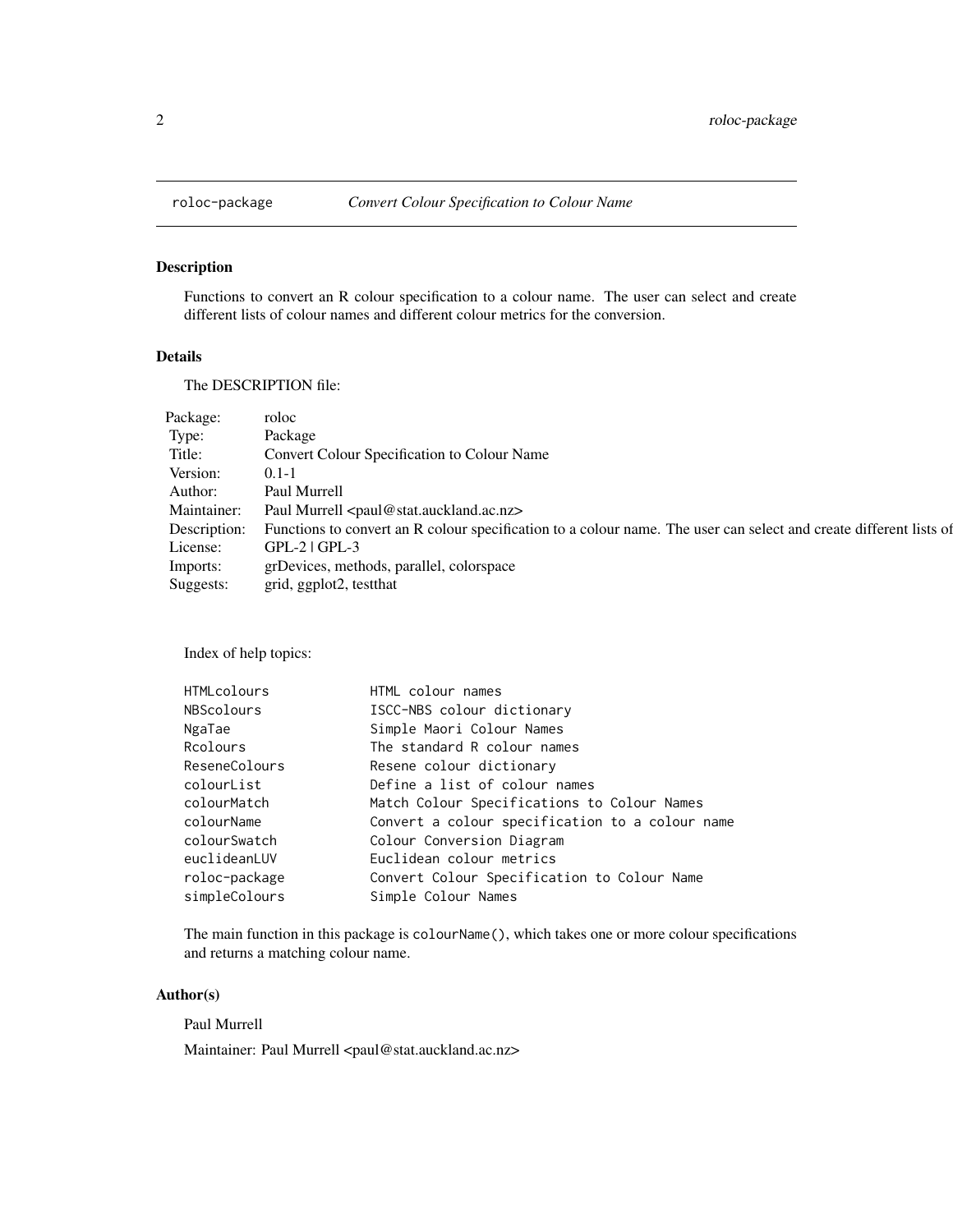## roloc-package — *Convert Colour Specification to Colour Name*

### Description

Functions to convert an R colour specification to a colour name. The user can select and create different lists of colour names and different colour metrics for the conversion.

### Details

The DESCRIPTION file:

| | |
|---|---|
| Package: | roloc |
| Type: | Package |
| Title: | Convert Colour Specification to Colour Name |
| Version: | 0.1-1 |
| Author: | Paul Murrell |
| Maintainer: | Paul Murrell <paul@stat.auckland.ac.nz> |
| Description: | Functions to convert an R colour specification to a colour name. The user can select and create different lists of |
| License: | GPL-2 \| GPL-3 |
| Imports: | grDevices, methods, parallel, colorspace |
| Suggests: | grid, ggplot2, testthat |

Index of help topics:

```
HTMLcolours             HTML colour names
NBScolours              ISCC-NBS colour dictionary
NgaTae                  Simple Maori Colour Names
Rcolours                The standard R colour names
ReseneColours           Resene colour dictionary
colourList              Define a list of colour names
colourMatch             Match Colour Specifications to Colour Names
colourName              Convert a colour specification to a colour name
colourSwatch            Colour Conversion Diagram
euclideanLUV            Euclidean colour metrics
roloc-package           Convert Colour Specification to Colour Name
simpleColours           Simple Colour Names
```

The main function in this package is `colourName()`, which takes one or more colour specifications and returns a matching colour name.

### Author(s)

Paul Murrell

Maintainer: Paul Murrell <paul@stat.auckland.ac.nz>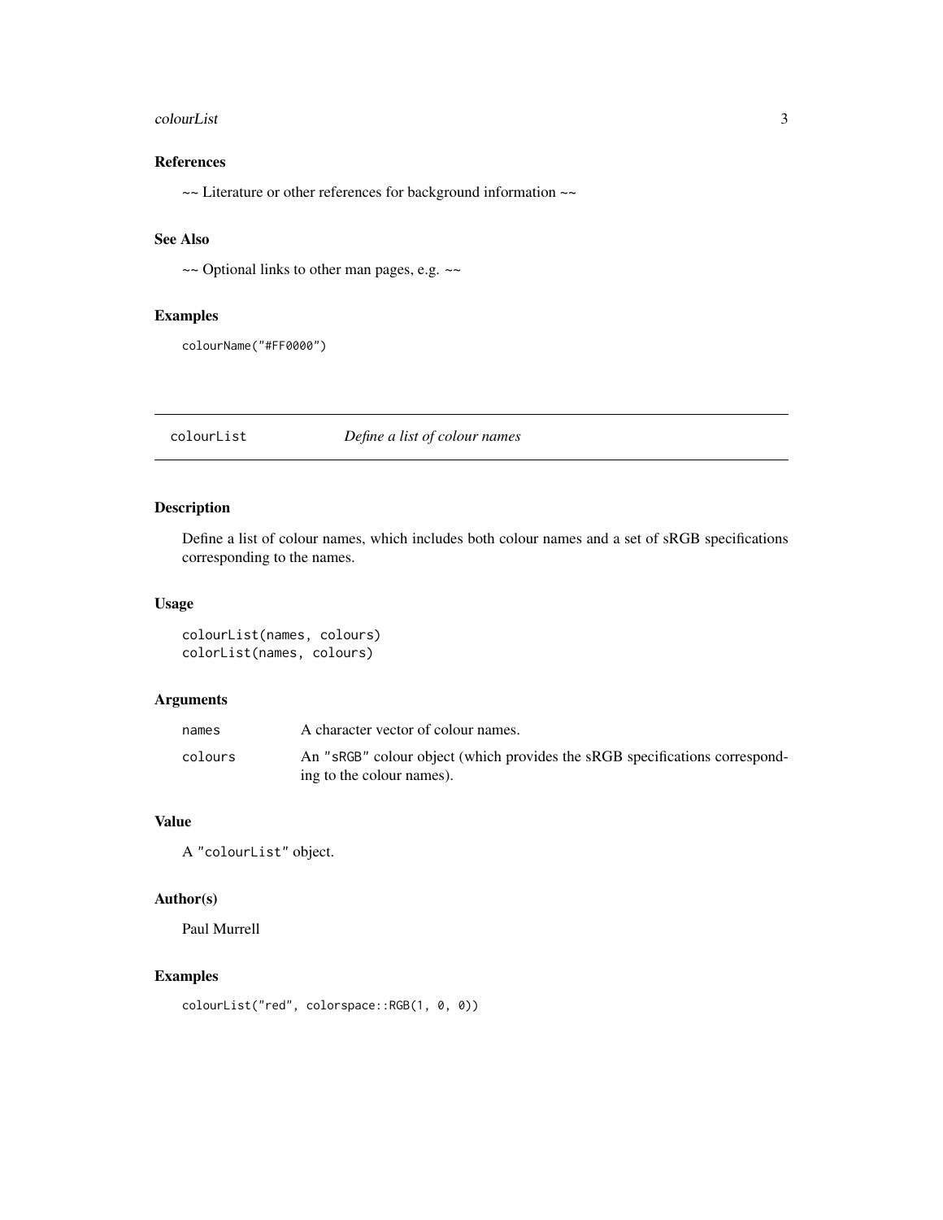### References

~~ Literature or other references for background information ~~

### See Also

~~ Optional links to other man pages, e.g. ~~

### Examples

```
colourName("#FF0000")
```

---

## colourList — *Define a list of colour names*

### Description

Define a list of colour names, which includes both colour names and a set of sRGB specifications corresponding to the names.

### Usage

```
colourList(names, colours)
colorList(names, colours)
```

### Arguments

| | |
|---|---|
| `names` | A character vector of colour names. |
| `colours` | An `"sRGB"` colour object (which provides the sRGB specifications corresponding to the colour names). |

### Value

A `"colourList"` object.

### Author(s)

Paul Murrell

### Examples

```
colourList("red", colorspace::RGB(1, 0, 0))
```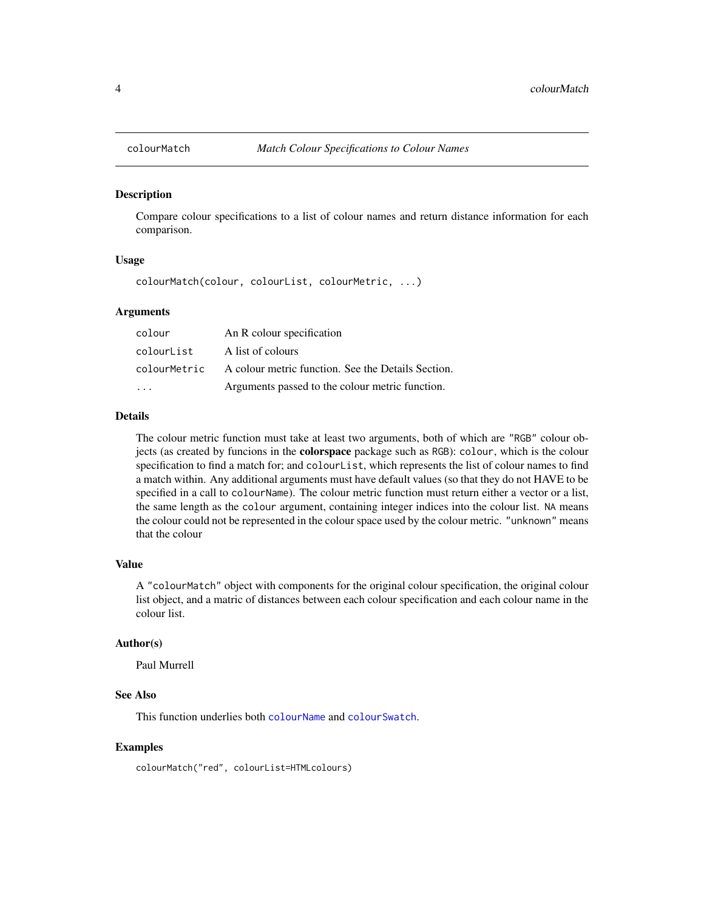# colourMatch *Match Colour Specifications to Colour Names*

## Description

Compare colour specifications to a list of colour names and return distance information for each comparison.

## Usage

```
colourMatch(colour, colourList, colourMetric, ...)
```

## Arguments

| | |
|---|---|
| colour | An R colour specification |
| colourList | A list of colours |
| colourMetric | A colour metric function. See the Details Section. |
| ... | Arguments passed to the colour metric function. |

## Details

The colour metric function must take at least two arguments, both of which are "RGB" colour objects (as created by funcions in the **colorspace** package such as RGB): colour, which is the colour specification to find a match for; and colourList, which represents the list of colour names to find a match within. Any additional arguments must have default values (so that they do not HAVE to be specified in a call to colourName). The colour metric function must return either a vector or a list, the same length as the colour argument, containing integer indices into the colour list. NA means the colour could not be represented in the colour space used by the colour metric. "unknown" means that the colour

## Value

A "colourMatch" object with components for the original colour specification, the original colour list object, and a matric of distances between each colour specification and each colour name in the colour list.

## Author(s)

Paul Murrell

## See Also

This function underlies both colourName and colourSwatch.

## Examples

```
colourMatch("red", colourList=HTMLcolours)
```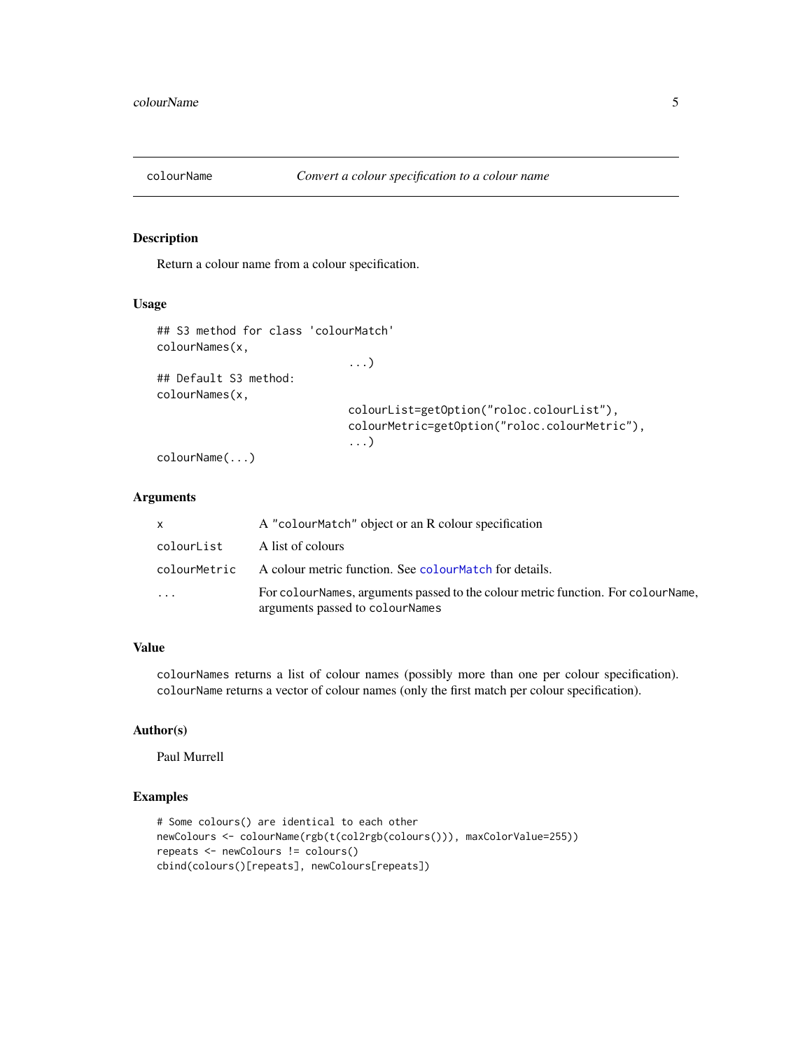# colourName — *Convert a colour specification to a colour name*

## Description

Return a colour name from a colour specification.

## Usage

```
## S3 method for class 'colourMatch'
colourNames(x,
                              ...)
## Default S3 method:
colourNames(x,
                              colourList=getOption("roloc.colourList"),
                              colourMetric=getOption("roloc.colourMetric"),
                              ...)
colourName(...)
```

## Arguments

| | |
|---|---|
| `x` | A "colourMatch" object or an R colour specification |
| `colourList` | A list of colours |
| `colourMetric` | A colour metric function. See `colourMatch` for details. |
| `...` | For `colourNames`, arguments passed to the colour metric function. For `colourName`, arguments passed to `colourNames` |

## Value

`colourNames` returns a list of colour names (possibly more than one per colour specification). `colourName` returns a vector of colour names (only the first match per colour specification).

## Author(s)

Paul Murrell

## Examples

```
# Some colours() are identical to each other
newColours <- colourName(rgb(t(col2rgb(colours())), maxColorValue=255))
repeats <- newColours != colours()
cbind(colours()[repeats], newColours[repeats])
```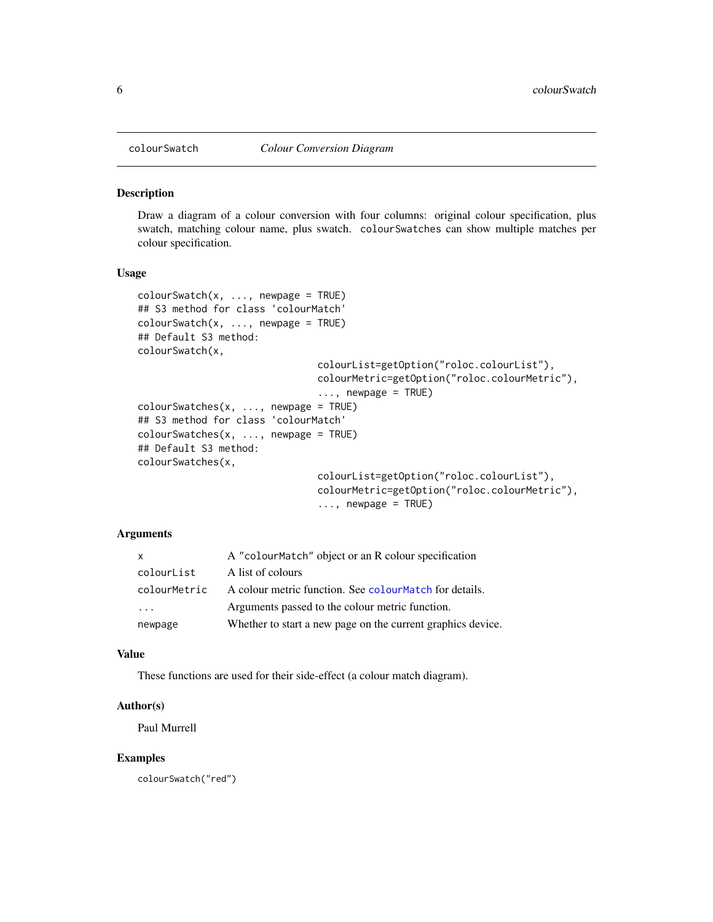colourSwatch *Colour Conversion Diagram*

## Description

Draw a diagram of a colour conversion with four columns: original colour specification, plus swatch, matching colour name, plus swatch. `colourSwatches` can show multiple matches per colour specification.

## Usage

```
colourSwatch(x, ..., newpage = TRUE)
## S3 method for class 'colourMatch'
colourSwatch(x, ..., newpage = TRUE)
## Default S3 method:
colourSwatch(x,
                                colourList=getOption("roloc.colourList"),
                                colourMetric=getOption("roloc.colourMetric"),
                                ..., newpage = TRUE)
colourSwatches(x, ..., newpage = TRUE)
## S3 method for class 'colourMatch'
colourSwatches(x, ..., newpage = TRUE)
## Default S3 method:
colourSwatches(x,
                                colourList=getOption("roloc.colourList"),
                                colourMetric=getOption("roloc.colourMetric"),
                                ..., newpage = TRUE)
```

## Arguments

| | |
|---|---|
| `x` | A `"colourMatch"` object or an R colour specification |
| `colourList` | A list of colours |
| `colourMetric` | A colour metric function. See `colourMatch` for details. |
| `...` | Arguments passed to the colour metric function. |
| `newpage` | Whether to start a new page on the current graphics device. |

## Value

These functions are used for their side-effect (a colour match diagram).

## Author(s)

Paul Murrell

## Examples

```
colourSwatch("red")
```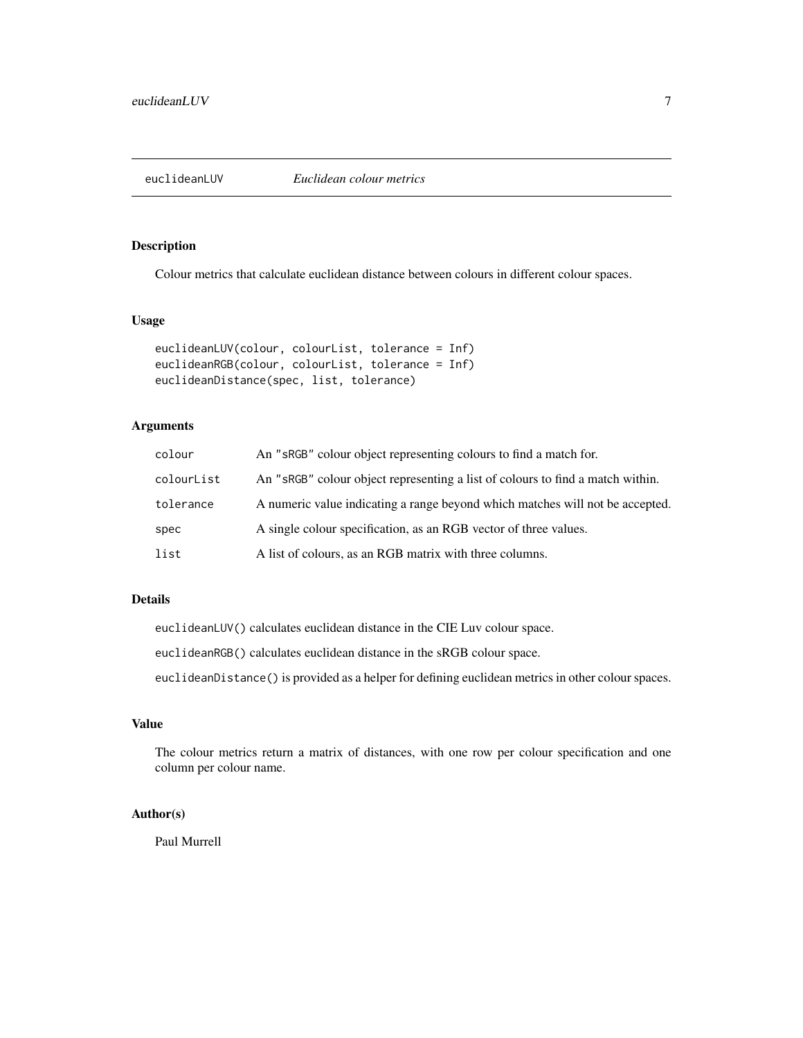## euclideanLUV *Euclidean colour metrics*

### Description

Colour metrics that calculate euclidean distance between colours in different colour spaces.

### Usage

```
euclideanLUV(colour, colourList, tolerance = Inf)
euclideanRGB(colour, colourList, tolerance = Inf)
euclideanDistance(spec, list, tolerance)
```

### Arguments

| | |
|---|---|
| `colour` | An `"sRGB"` colour object representing colours to find a match for. |
| `colourList` | An `"sRGB"` colour object representing a list of colours to find a match within. |
| `tolerance` | A numeric value indicating a range beyond which matches will not be accepted. |
| `spec` | A single colour specification, as an RGB vector of three values. |
| `list` | A list of colours, as an RGB matrix with three columns. |

### Details

`euclideanLUV()` calculates euclidean distance in the CIE Luv colour space.

`euclideanRGB()` calculates euclidean distance in the sRGB colour space.

`euclideanDistance()` is provided as a helper for defining euclidean metrics in other colour spaces.

### Value

The colour metrics return a matrix of distances, with one row per colour specification and one column per colour name.

### Author(s)

Paul Murrell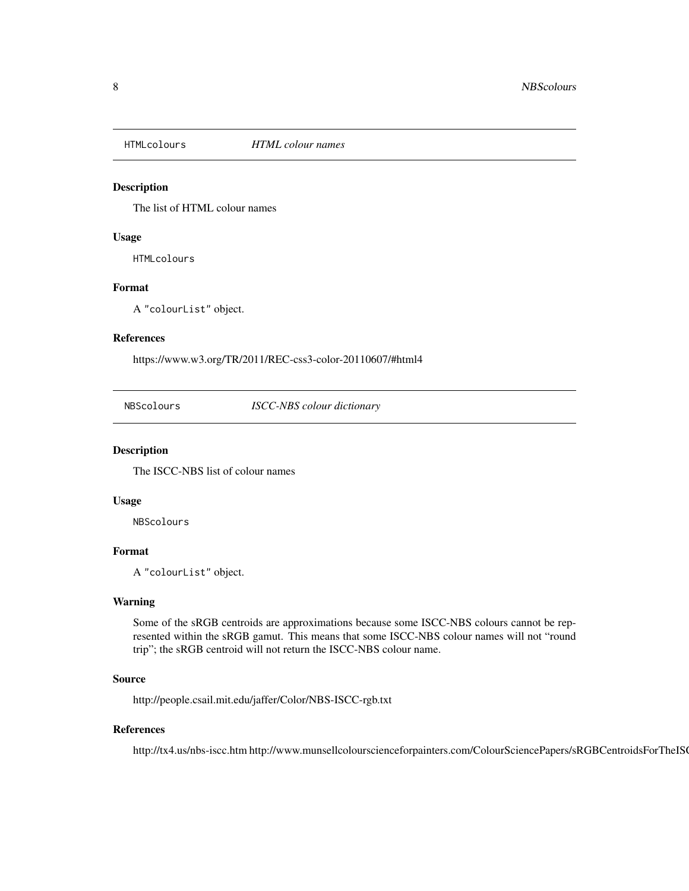HTMLcolours *HTML colour names*

### Description

The list of HTML colour names

### Usage

```
HTMLcolours
```

### Format

A "colourList" object.

### References

https://www.w3.org/TR/2011/REC-css3-color-20110607/#html4

NBScolours *ISCC-NBS colour dictionary*

### Description

The ISCC-NBS list of colour names

### Usage

```
NBScolours
```

### Format

A "colourList" object.

### Warning

Some of the sRGB centroids are approximations because some ISCC-NBS colours cannot be represented within the sRGB gamut. This means that some ISCC-NBS colour names will not "round trip"; the sRGB centroid will not return the ISCC-NBS colour name.

### Source

http://people.csail.mit.edu/jaffer/Color/NBS-ISCC-rgb.txt

### References

http://tx4.us/nbs-iscc.htm http://www.munsellcolourscienceforpainters.com/ColourSciencePapers/sRGBCentroidsForTheIS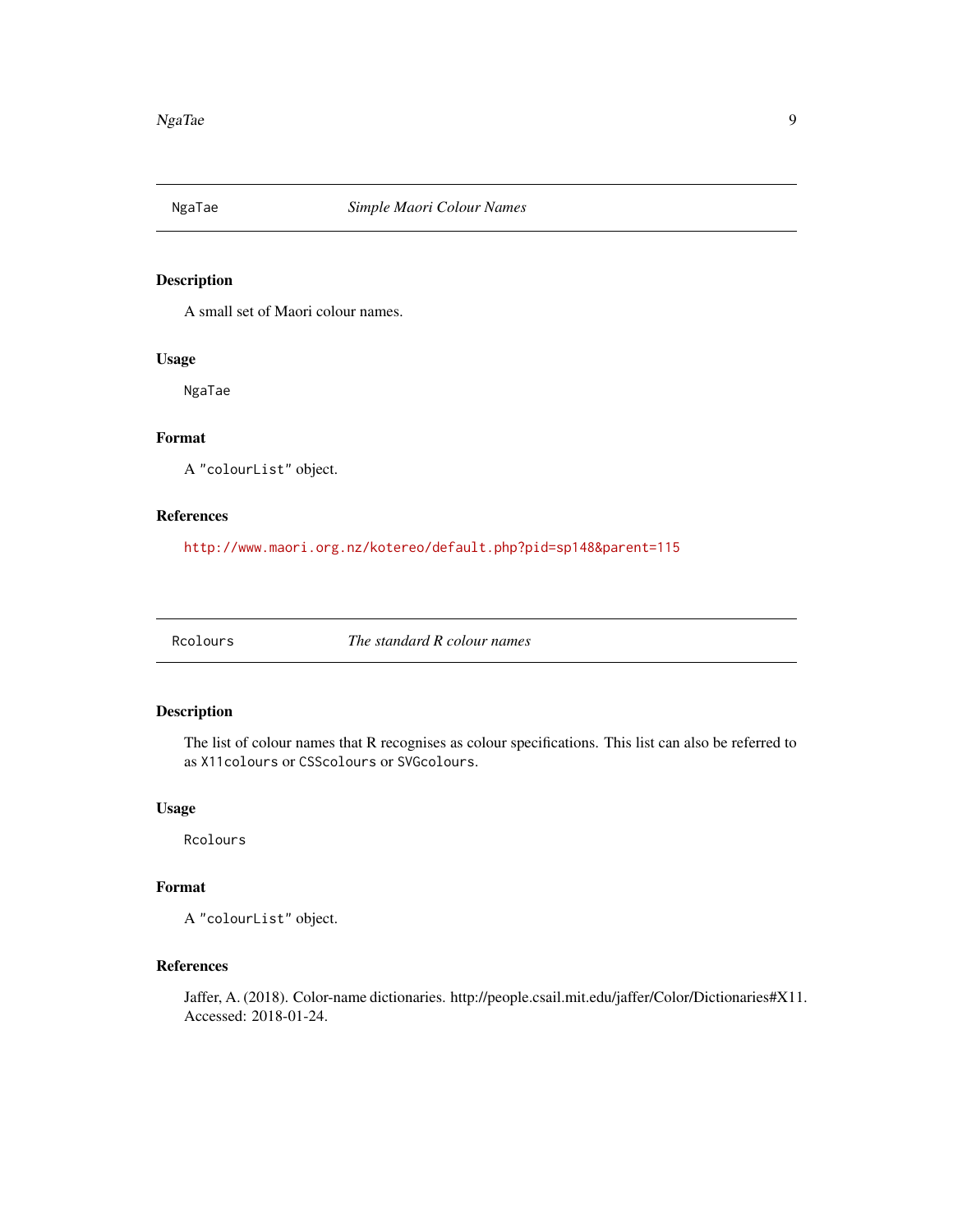## NgaTae — *Simple Maori Colour Names*

### Description

A small set of Maori colour names.

### Usage

```
NgaTae
```

### Format

A "colourList" object.

### References

http://www.maori.org.nz/kotereo/default.php?pid=sp148&parent=115

## Rcolours — *The standard R colour names*

### Description

The list of colour names that R recognises as colour specifications. This list can also be referred to as `X11colours` or `CSScolours` or `SVGcolours`.

### Usage

```
Rcolours
```

### Format

A "colourList" object.

### References

Jaffer, A. (2018). Color-name dictionaries. http://people.csail.mit.edu/jaffer/Color/Dictionaries#X11. Accessed: 2018-01-24.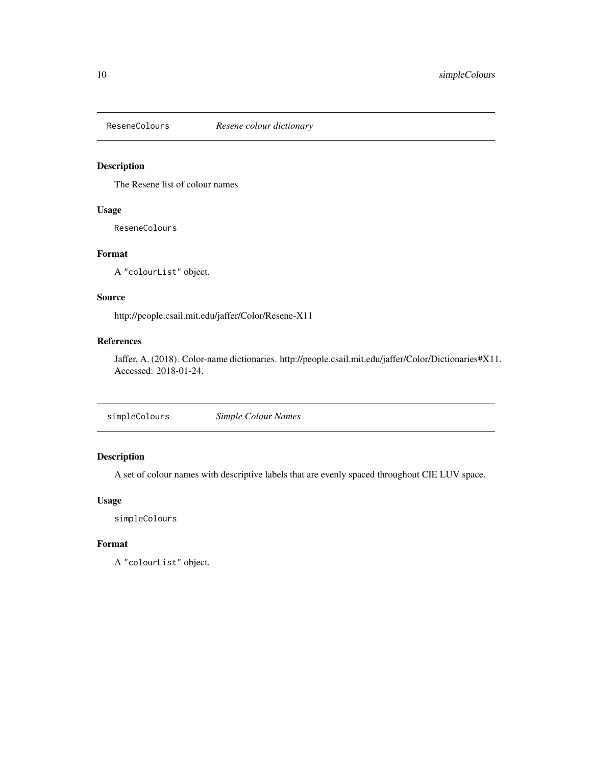## ReseneColours *Resene colour dictionary*

### Description

The Resene list of colour names

### Usage

```
ReseneColours
```

### Format

A "colourList" object.

### Source

http://people.csail.mit.edu/jaffer/Color/Resene-X11

### References

Jaffer, A. (2018). Color-name dictionaries. http://people.csail.mit.edu/jaffer/Color/Dictionaries#X11. Accessed: 2018-01-24.

## simpleColours *Simple Colour Names*

### Description

A set of colour names with descriptive labels that are evenly spaced throughout CIE LUV space.

### Usage

```
simpleColours
```

### Format

A "colourList" object.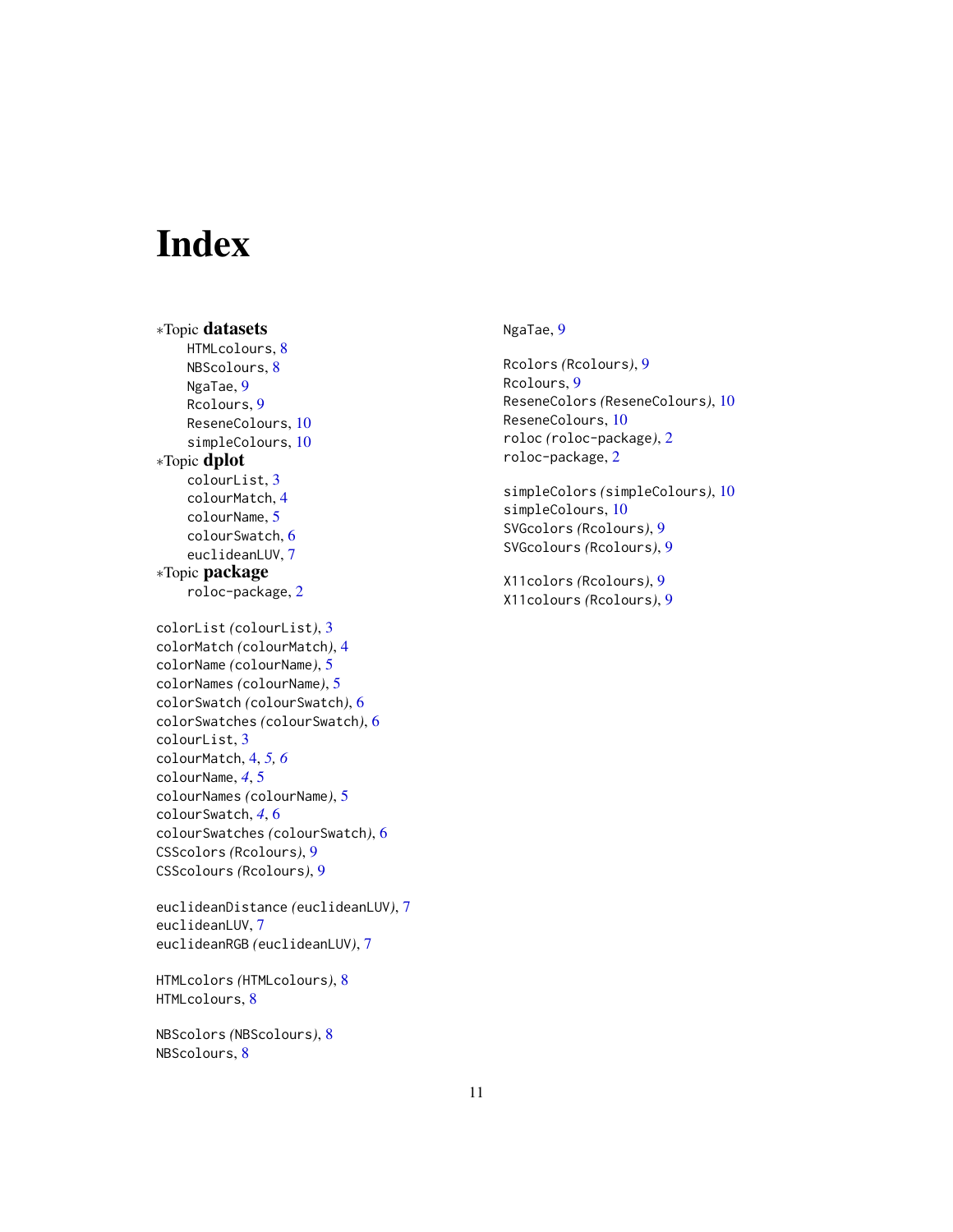# Index

∗Topic **datasets**

- HTMLcolours, 8
- NBScolours, 8
- NgaTae, 9
- Rcolours, 9
- ReseneColours, 10
- simpleColours, 10

∗Topic **dplot**

- colourList, 3
- colourMatch, 4
- colourName, 5
- colourSwatch, 6
- euclideanLUV, 7

∗Topic **package**

- roloc-package, 2

colorList *(*colourList*)*, 3
colorMatch *(*colourMatch*)*, 4
colorName *(*colourName*)*, 5
colorNames *(*colourName*)*, 5
colorSwatch *(*colourSwatch*)*, 6
colorSwatches *(*colourSwatch*)*, 6
colourList, 3
colourMatch, 4, *5*, *6*
colourName, *4*, 5
colourNames *(*colourName*)*, 5
colourSwatch, *4*, 6
colourSwatches *(*colourSwatch*)*, 6
CSScolors *(*Rcolours*)*, 9
CSScolours *(*Rcolours*)*, 9

euclideanDistance *(*euclideanLUV*)*, 7
euclideanLUV, 7
euclideanRGB *(*euclideanLUV*)*, 7

HTMLcolors *(*HTMLcolours*)*, 8
HTMLcolours, 8

NBScolors *(*NBScolours*)*, 8
NBScolours, 8
NgaTae, 9

Rcolors *(*Rcolours*)*, 9
Rcolours, 9
ReseneColors *(*ReseneColours*)*, 10
ReseneColours, 10
roloc *(*roloc-package*)*, 2
roloc-package, 2

simpleColors *(*simpleColours*)*, 10
simpleColours, 10
SVGcolors *(*Rcolours*)*, 9
SVGcolours *(*Rcolours*)*, 9

X11colors *(*Rcolours*)*, 9
X11colours *(*Rcolours*)*, 9